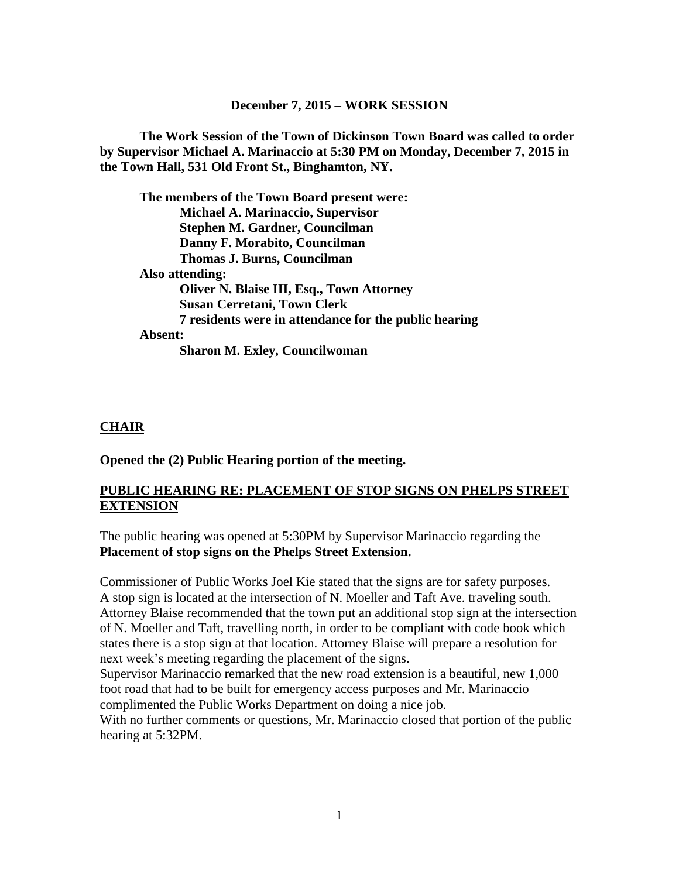# December 7, 2015 – WORK SESSION

**The Work Session of the Town of Dickinson Town Board was called to order by Supervisor Michael A. Marinaccio at 5:30 PM on Monday, December 7, 2015 in the Town Hall, 531 Old Front St., Binghamton, NY.**

**The members of the Town Board present were:**
**Michael A. Marinaccio, Supervisor**
**Stephen M. Gardner, Councilman**
**Danny F. Morabito, Councilman**
**Thomas J. Burns, Councilman**

**Also attending:**
**Oliver N. Blaise III, Esq., Town Attorney**
**Susan Cerretani, Town Clerk**
**7 residents were in attendance for the public hearing**

**Absent:**
**Sharon M. Exley, Councilwoman**

## CHAIR

**Opened the (2) Public Hearing portion of the meeting.**

## PUBLIC HEARING RE: PLACEMENT OF STOP SIGNS ON PHELPS STREET EXTENSION

The public hearing was opened at 5:30PM by Supervisor Marinaccio regarding the **Placement of stop signs on the Phelps Street Extension.**

Commissioner of Public Works Joel Kie stated that the signs are for safety purposes. A stop sign is located at the intersection of N. Moeller and Taft Ave. traveling south. Attorney Blaise recommended that the town put an additional stop sign at the intersection of N. Moeller and Taft, travelling north, in order to be compliant with code book which states there is a stop sign at that location. Attorney Blaise will prepare a resolution for next week's meeting regarding the placement of the signs.
Supervisor Marinaccio remarked that the new road extension is a beautiful, new 1,000 foot road that had to be built for emergency access purposes and Mr. Marinaccio complimented the Public Works Department on doing a nice job.
With no further comments or questions, Mr. Marinaccio closed that portion of the public hearing at 5:32PM.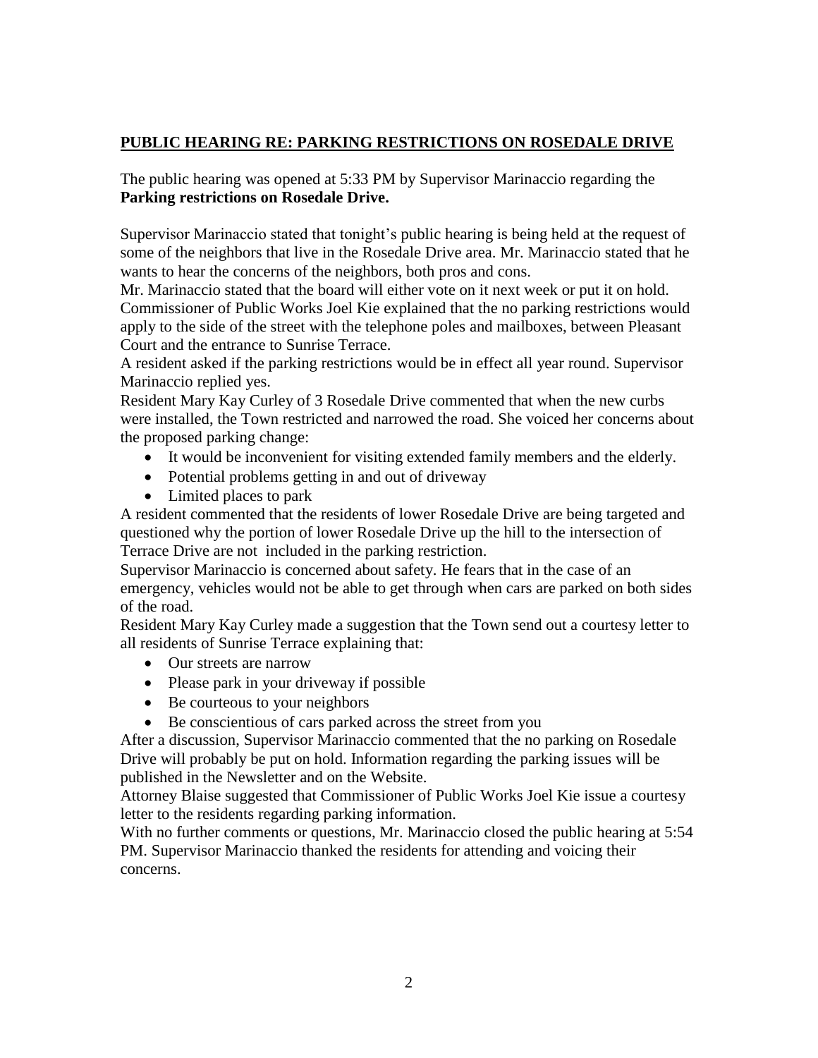**PUBLIC HEARING RE: PARKING RESTRICTIONS ON ROSEDALE DRIVE**

The public hearing was opened at 5:33 PM by Supervisor Marinaccio regarding the **Parking restrictions on Rosedale Drive.**

Supervisor Marinaccio stated that tonight's public hearing is being held at the request of some of the neighbors that live in the Rosedale Drive area. Mr. Marinaccio stated that he wants to hear the concerns of the neighbors, both pros and cons.

Mr. Marinaccio stated that the board will either vote on it next week or put it on hold.

Commissioner of Public Works Joel Kie explained that the no parking restrictions would apply to the side of the street with the telephone poles and mailboxes, between Pleasant Court and the entrance to Sunrise Terrace.

A resident asked if the parking restrictions would be in effect all year round. Supervisor Marinaccio replied yes.

Resident Mary Kay Curley of 3 Rosedale Drive commented that when the new curbs were installed, the Town restricted and narrowed the road. She voiced her concerns about the proposed parking change:

- It would be inconvenient for visiting extended family members and the elderly.
- Potential problems getting in and out of driveway
- Limited places to park

A resident commented that the residents of lower Rosedale Drive are being targeted and questioned why the portion of lower Rosedale Drive up the hill to the intersection of Terrace Drive are not included in the parking restriction.

Supervisor Marinaccio is concerned about safety. He fears that in the case of an emergency, vehicles would not be able to get through when cars are parked on both sides of the road.

Resident Mary Kay Curley made a suggestion that the Town send out a courtesy letter to all residents of Sunrise Terrace explaining that:

- Our streets are narrow
- Please park in your driveway if possible
- Be courteous to your neighbors
- Be conscientious of cars parked across the street from you

After a discussion, Supervisor Marinaccio commented that the no parking on Rosedale Drive will probably be put on hold. Information regarding the parking issues will be published in the Newsletter and on the Website.

Attorney Blaise suggested that Commissioner of Public Works Joel Kie issue a courtesy letter to the residents regarding parking information.

With no further comments or questions, Mr. Marinaccio closed the public hearing at 5:54 PM. Supervisor Marinaccio thanked the residents for attending and voicing their concerns.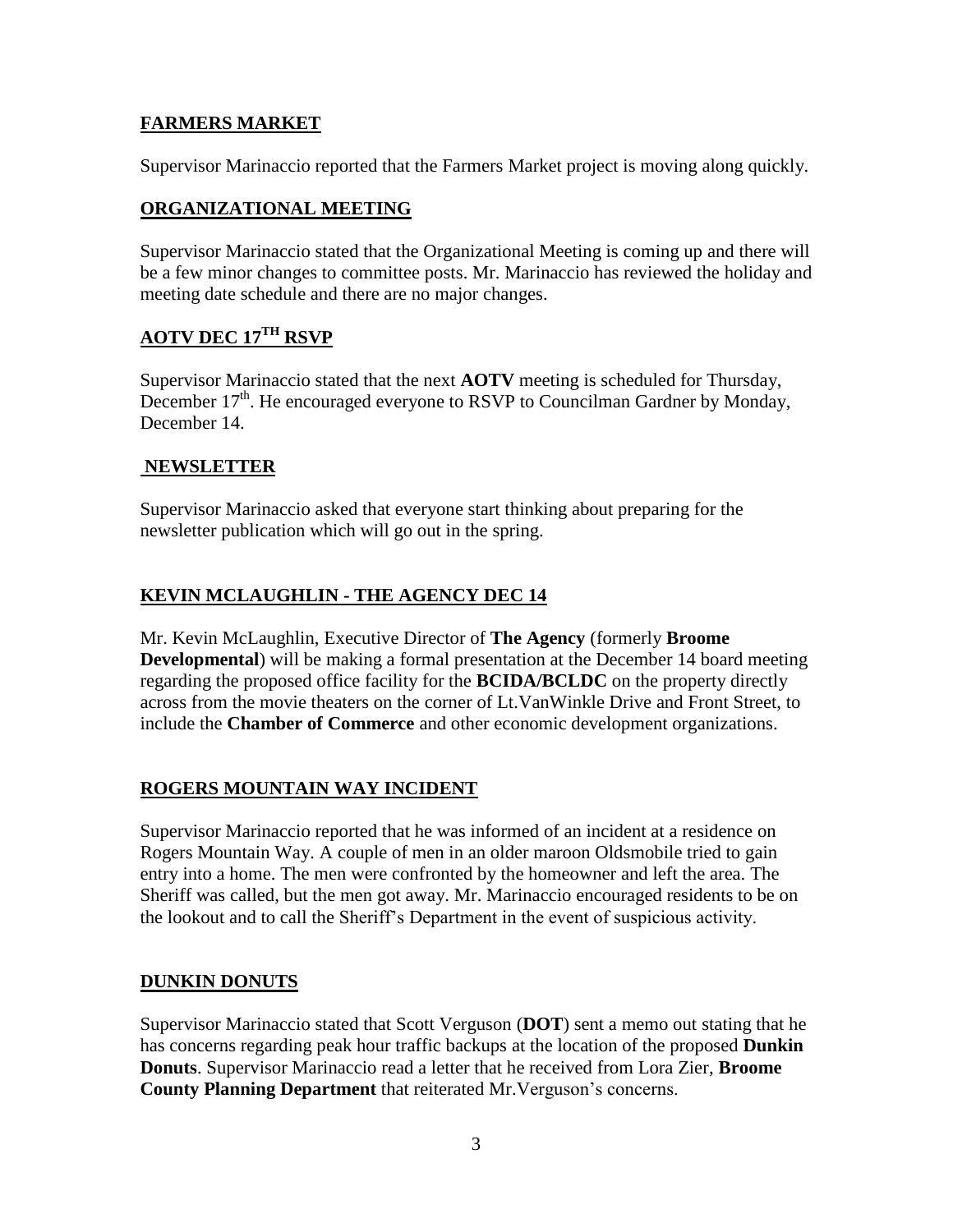## FARMERS MARKET

Supervisor Marinaccio reported that the Farmers Market project is moving along quickly.

## ORGANIZATIONAL MEETING

Supervisor Marinaccio stated that the Organizational Meeting is coming up and there will be a few minor changes to committee posts. Mr. Marinaccio has reviewed the holiday and meeting date schedule and there are no major changes.

## AOTV DEC 17TH RSVP

Supervisor Marinaccio stated that the next **AOTV** meeting is scheduled for Thursday, December 17th. He encouraged everyone to RSVP to Councilman Gardner by Monday, December 14.

## NEWSLETTER

Supervisor Marinaccio asked that everyone start thinking about preparing for the newsletter publication which will go out in the spring.

## KEVIN MCLAUGHLIN - THE AGENCY DEC 14

Mr. Kevin McLaughlin, Executive Director of **The Agency** (formerly **Broome Developmental**) will be making a formal presentation at the December 14 board meeting regarding the proposed office facility for the **BCIDA/BCLDC** on the property directly across from the movie theaters on the corner of Lt.VanWinkle Drive and Front Street, to include the **Chamber of Commerce** and other economic development organizations.

## ROGERS MOUNTAIN WAY INCIDENT

Supervisor Marinaccio reported that he was informed of an incident at a residence on Rogers Mountain Way. A couple of men in an older maroon Oldsmobile tried to gain entry into a home. The men were confronted by the homeowner and left the area. The Sheriff was called, but the men got away. Mr. Marinaccio encouraged residents to be on the lookout and to call the Sheriff's Department in the event of suspicious activity.

## DUNKIN DONUTS

Supervisor Marinaccio stated that Scott Verguson (**DOT**) sent a memo out stating that he has concerns regarding peak hour traffic backups at the location of the proposed **Dunkin Donuts**. Supervisor Marinaccio read a letter that he received from Lora Zier, **Broome County Planning Department** that reiterated Mr.Verguson's concerns.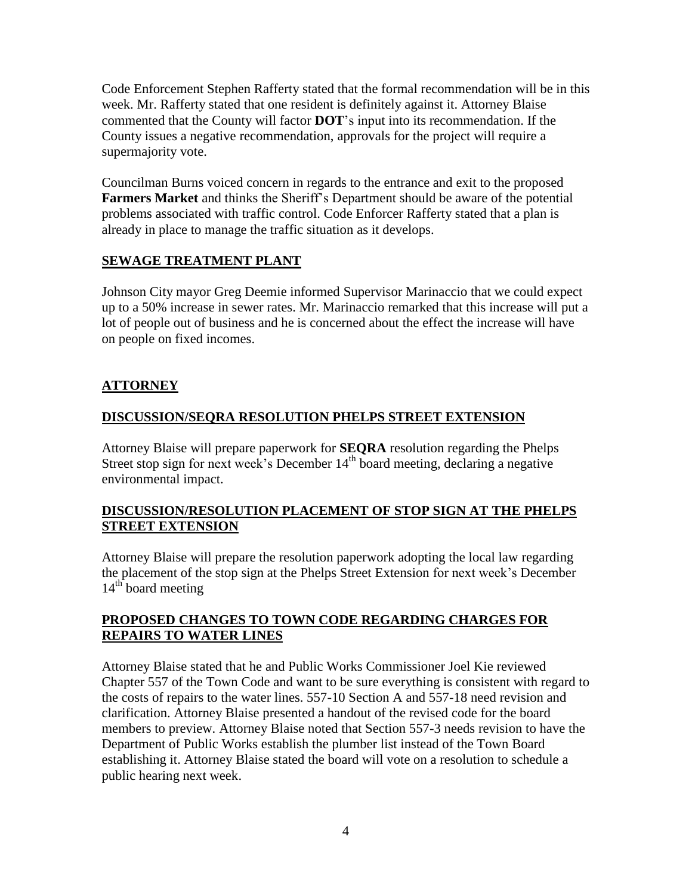Code Enforcement Stephen Rafferty stated that the formal recommendation will be in this week. Mr. Rafferty stated that one resident is definitely against it. Attorney Blaise commented that the County will factor **DOT**'s input into its recommendation. If the County issues a negative recommendation, approvals for the project will require a supermajority vote.

Councilman Burns voiced concern in regards to the entrance and exit to the proposed **Farmers Market** and thinks the Sheriff's Department should be aware of the potential problems associated with traffic control. Code Enforcer Rafferty stated that a plan is already in place to manage the traffic situation as it develops.

## SEWAGE TREATMENT PLANT

Johnson City mayor Greg Deemie informed Supervisor Marinaccio that we could expect up to a 50% increase in sewer rates. Mr. Marinaccio remarked that this increase will put a lot of people out of business and he is concerned about the effect the increase will have on people on fixed incomes.

## ATTORNEY

## DISCUSSION/SEQRA RESOLUTION PHELPS STREET EXTENSION

Attorney Blaise will prepare paperwork for **SEQRA** resolution regarding the Phelps Street stop sign for next week's December 14th board meeting, declaring a negative environmental impact.

## DISCUSSION/RESOLUTION PLACEMENT OF STOP SIGN AT THE PHELPS STREET EXTENSION

Attorney Blaise will prepare the resolution paperwork adopting the local law regarding the placement of the stop sign at the Phelps Street Extension for next week's December 14th board meeting

## PROPOSED CHANGES TO TOWN CODE REGARDING CHARGES FOR REPAIRS TO WATER LINES

Attorney Blaise stated that he and Public Works Commissioner Joel Kie reviewed Chapter 557 of the Town Code and want to be sure everything is consistent with regard to the costs of repairs to the water lines. 557-10 Section A and 557-18 need revision and clarification. Attorney Blaise presented a handout of the revised code for the board members to preview. Attorney Blaise noted that Section 557-3 needs revision to have the Department of Public Works establish the plumber list instead of the Town Board establishing it. Attorney Blaise stated the board will vote on a resolution to schedule a public hearing next week.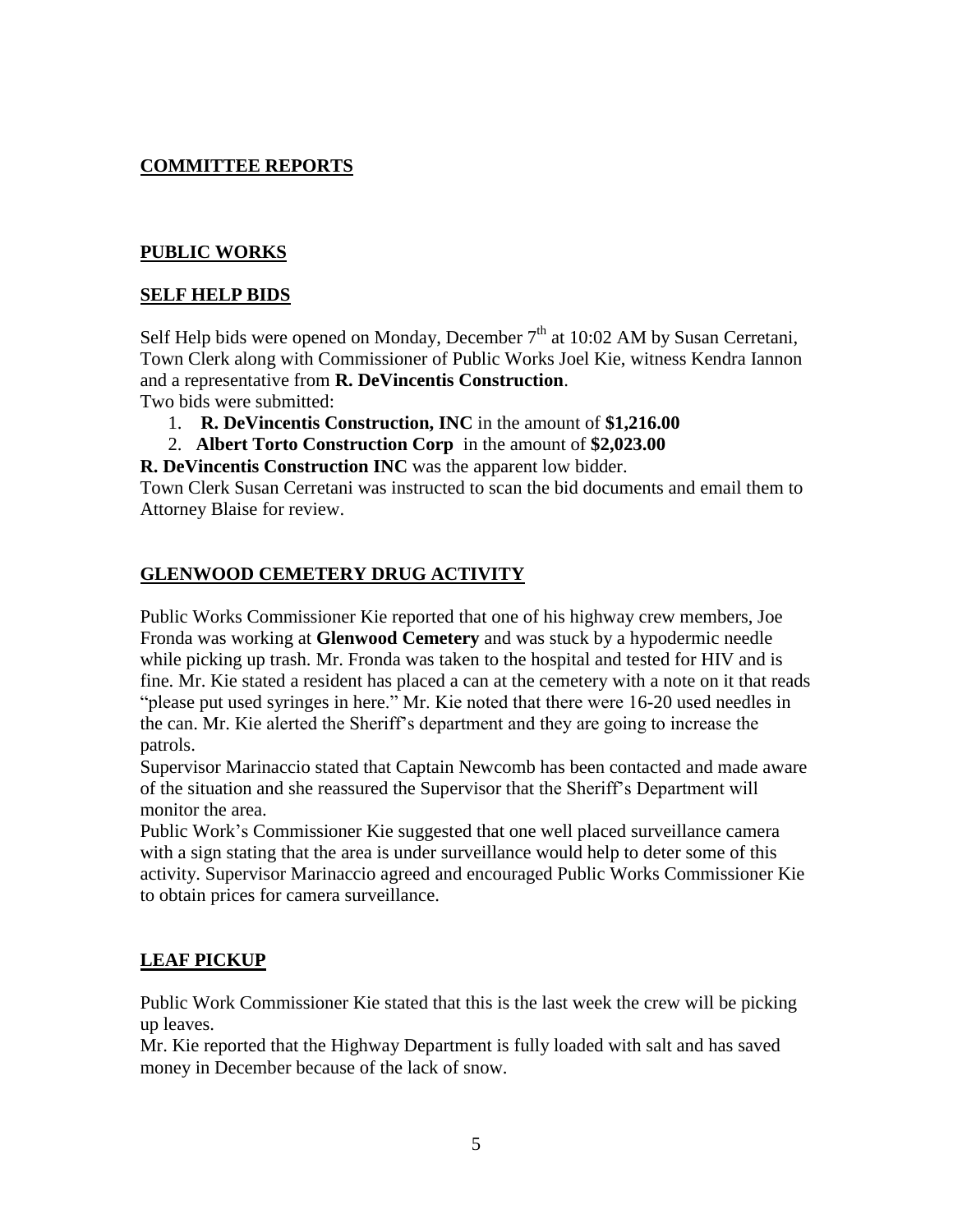## COMMITTEE REPORTS

### PUBLIC WORKS

### SELF HELP BIDS

Self Help bids were opened on Monday, December 7th at 10:02 AM by Susan Cerretani, Town Clerk along with Commissioner of Public Works Joel Kie, witness Kendra Iannon and a representative from **R. DeVincentis Construction**.

Two bids were submitted:

1. **R. DeVincentis Construction, INC** in the amount of **$1,216.00**
2. **Albert Torto Construction Corp** in the amount of **$2,023.00**

**R. DeVincentis Construction INC** was the apparent low bidder.

Town Clerk Susan Cerretani was instructed to scan the bid documents and email them to Attorney Blaise for review.

### GLENWOOD CEMETERY DRUG ACTIVITY

Public Works Commissioner Kie reported that one of his highway crew members, Joe Fronda was working at **Glenwood Cemetery** and was stuck by a hypodermic needle while picking up trash. Mr. Fronda was taken to the hospital and tested for HIV and is fine. Mr. Kie stated a resident has placed a can at the cemetery with a note on it that reads "please put used syringes in here." Mr. Kie noted that there were 16-20 used needles in the can. Mr. Kie alerted the Sheriff's department and they are going to increase the patrols.

Supervisor Marinaccio stated that Captain Newcomb has been contacted and made aware of the situation and she reassured the Supervisor that the Sheriff's Department will monitor the area.

Public Work's Commissioner Kie suggested that one well placed surveillance camera with a sign stating that the area is under surveillance would help to deter some of this activity. Supervisor Marinaccio agreed and encouraged Public Works Commissioner Kie to obtain prices for camera surveillance.

### LEAF PICKUP

Public Work Commissioner Kie stated that this is the last week the crew will be picking up leaves.

Mr. Kie reported that the Highway Department is fully loaded with salt and has saved money in December because of the lack of snow.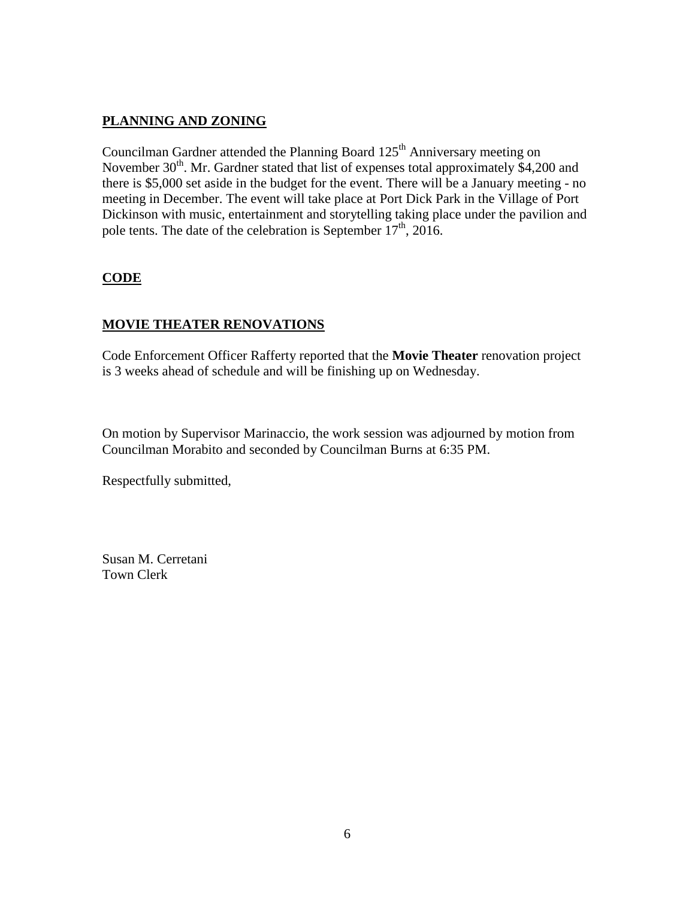## PLANNING AND ZONING

Councilman Gardner attended the Planning Board 125th Anniversary meeting on November 30th. Mr. Gardner stated that list of expenses total approximately $4,200 and there is $5,000 set aside in the budget for the event. There will be a January meeting - no meeting in December. The event will take place at Port Dick Park in the Village of Port Dickinson with music, entertainment and storytelling taking place under the pavilion and pole tents. The date of the celebration is September 17th, 2016.

## CODE

## MOVIE THEATER RENOVATIONS

Code Enforcement Officer Rafferty reported that the **Movie Theater** renovation project is 3 weeks ahead of schedule and will be finishing up on Wednesday.

On motion by Supervisor Marinaccio, the work session was adjourned by motion from Councilman Morabito and seconded by Councilman Burns at 6:35 PM.

Respectfully submitted,

Susan M. Cerretani
Town Clerk